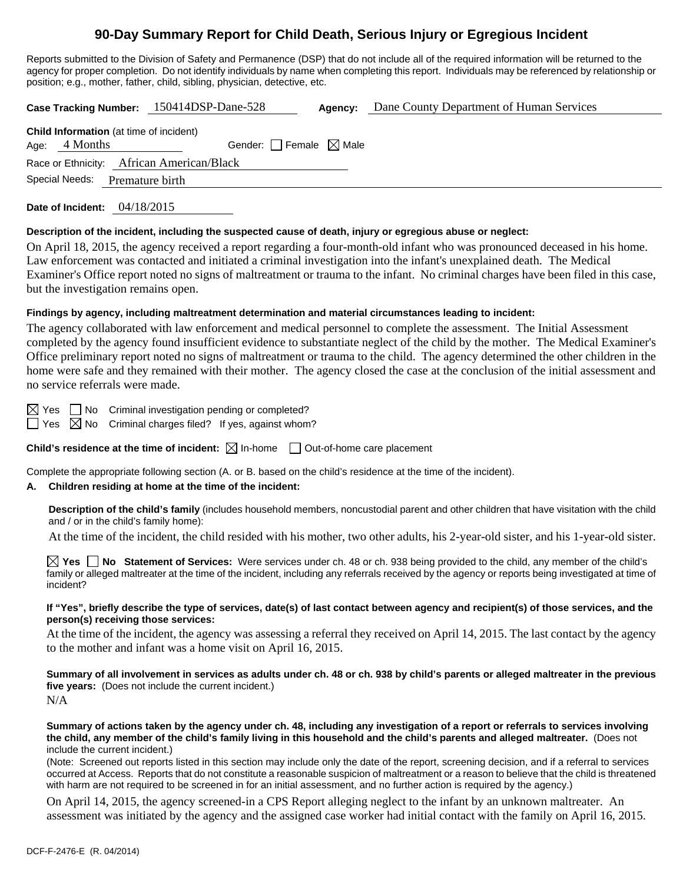# 90-Day Summary Report for Child Death, Serious Injury or Egregious Incident

Reports submitted to the Division of Safety and Permanence (DSP) that do not include all of the required information will be returned to the agency for proper completion. Do not identify individuals by name when completing this report. Individuals may be referenced by relationship or position; e.g., mother, father, child, sibling, physician, detective, etc.

**Case Tracking Number:** 150414DSP-Dane-528 **Agency:** Dane County Department of Human Services

**Child Information** (at time of incident)

Age: 4 Months Gender: ☐ Female ☒ Male

Race or Ethnicity: African American/Black

Special Needs: Premature birth

**Date of Incident:** 04/18/2015

**Description of the incident, including the suspected cause of death, injury or egregious abuse or neglect:**

On April 18, 2015, the agency received a report regarding a four-month-old infant who was pronounced deceased in his home. Law enforcement was contacted and initiated a criminal investigation into the infant's unexplained death. The Medical Examiner's Office report noted no signs of maltreatment or trauma to the infant. No criminal charges have been filed in this case, but the investigation remains open.

**Findings by agency, including maltreatment determination and material circumstances leading to incident:**

The agency collaborated with law enforcement and medical personnel to complete the assessment. The Initial Assessment completed by the agency found insufficient evidence to substantiate neglect of the child by the mother. The Medical Examiner's Office preliminary report noted no signs of maltreatment or trauma to the child. The agency determined the other children in the home were safe and they remained with their mother. The agency closed the case at the conclusion of the initial assessment and no service referrals were made.

☒ Yes ☐ No Criminal investigation pending or completed?

☐ Yes ☒ No Criminal charges filed? If yes, against whom?

**Child's residence at the time of incident:** ☒ In-home ☐ Out-of-home care placement

Complete the appropriate following section (A. or B. based on the child's residence at the time of the incident).

**A. Children residing at home at the time of the incident:**

**Description of the child's family** (includes household members, noncustodial parent and other children that have visitation with the child and / or in the child's family home):

At the time of the incident, the child resided with his mother, two other adults, his 2-year-old sister, and his 1-year-old sister.

☒ **Yes** ☐ **No Statement of Services:** Were services under ch. 48 or ch. 938 being provided to the child, any member of the child's family or alleged maltreater at the time of the incident, including any referrals received by the agency or reports being investigated at time of incident?

**If "Yes", briefly describe the type of services, date(s) of last contact between agency and recipient(s) of those services, and the person(s) receiving those services:**

At the time of the incident, the agency was assessing a referral they received on April 14, 2015. The last contact by the agency to the mother and infant was a home visit on April 16, 2015.

**Summary of all involvement in services as adults under ch. 48 or ch. 938 by child's parents or alleged maltreater in the previous five years:** (Does not include the current incident.)

N/A

**Summary of actions taken by the agency under ch. 48, including any investigation of a report or referrals to services involving the child, any member of the child's family living in this household and the child's parents and alleged maltreater.** (Does not include the current incident.)

(Note: Screened out reports listed in this section may include only the date of the report, screening decision, and if a referral to services occurred at Access. Reports that do not constitute a reasonable suspicion of maltreatment or a reason to believe that the child is threatened with harm are not required to be screened in for an initial assessment, and no further action is required by the agency.)

On April 14, 2015, the agency screened-in a CPS Report alleging neglect to the infant by an unknown maltreater. An assessment was initiated by the agency and the assigned case worker had initial contact with the family on April 16, 2015.

DCF-F-2476-E (R. 04/2014)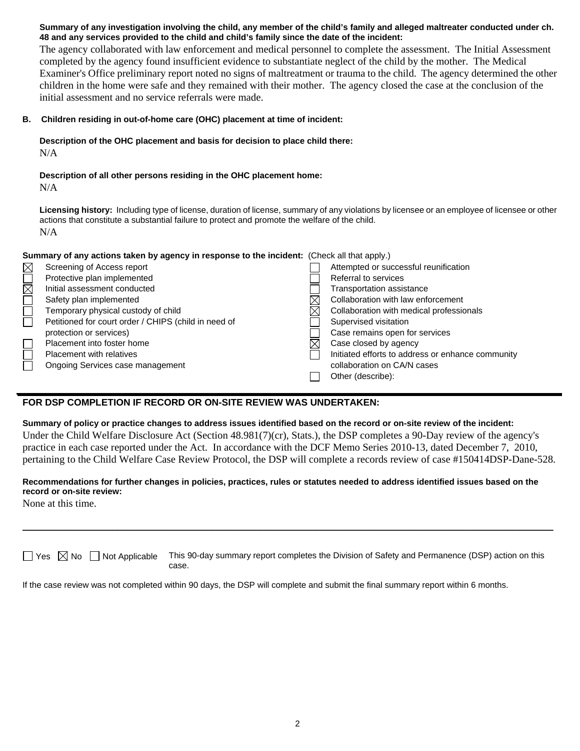**Summary of any investigation involving the child, any member of the child's family and alleged maltreater conducted under ch. 48 and any services provided to the child and child's family since the date of the incident:**

The agency collaborated with law enforcement and medical personnel to complete the assessment. The Initial Assessment completed by the agency found insufficient evidence to substantiate neglect of the child by the mother. The Medical Examiner's Office preliminary report noted no signs of maltreatment or trauma to the child. The agency determined the other children in the home were safe and they remained with their mother. The agency closed the case at the conclusion of the initial assessment and no service referrals were made.

**B. Children residing in out-of-home care (OHC) placement at time of incident:**

**Description of the OHC placement and basis for decision to place child there:**

N/A

**Description of all other persons residing in the OHC placement home:**

N/A

**Licensing history:** Including type of license, duration of license, summary of any violations by licensee or an employee of licensee or other actions that constitute a substantial failure to protect and promote the welfare of the child.

N/A

**Summary of any actions taken by agency in response to the incident:** (Check all that apply.)

- [x] Screening of Access report
- [ ] Protective plan implemented
- [x] Initial assessment conducted
- [ ] Safety plan implemented
- [ ] Temporary physical custody of child
- [ ] Petitioned for court order / CHIPS (child in need of protection or services)
- [ ] Placement into foster home
- [ ] Placement with relatives
- [ ] Ongoing Services case management
- [ ] Attempted or successful reunification
- [ ] Referral to services
- [ ] Transportation assistance
- [x] Collaboration with law enforcement
- [x] Collaboration with medical professionals
- [ ] Supervised visitation
- [ ] Case remains open for services
- [x] Case closed by agency
- [ ] Initiated efforts to address or enhance community collaboration on CA/N cases
- [ ] Other (describe):

---

## FOR DSP COMPLETION IF RECORD OR ON-SITE REVIEW WAS UNDERTAKEN:

**Summary of policy or practice changes to address issues identified based on the record or on-site review of the incident:**

Under the Child Welfare Disclosure Act (Section 48.981(7)(cr), Stats.), the DSP completes a 90-Day review of the agency's practice in each case reported under the Act. In accordance with the DCF Memo Series 2010-13, dated December 7, 2010, pertaining to the Child Welfare Case Review Protocol, the DSP will complete a records review of case #150414DSP-Dane-528.

**Recommendations for further changes in policies, practices, rules or statutes needed to address identified issues based on the record or on-site review:**

None at this time.

---

[ ] Yes [x] No [ ] Not Applicable This 90-day summary report completes the Division of Safety and Permanence (DSP) action on this case.

If the case review was not completed within 90 days, the DSP will complete and submit the final summary report within 6 months.